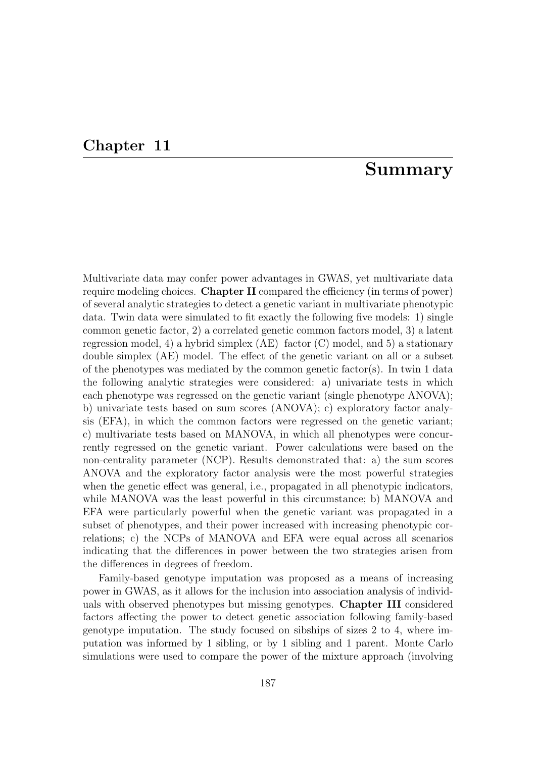# Chapter 11

# Summary

Multivariate data may confer power advantages in GWAS, yet multivariate data require modeling choices. **Chapter II** compared the efficiency (in terms of power) of several analytic strategies to detect a genetic variant in multivariate phenotypic data. Twin data were simulated to fit exactly the following five models: 1) single common genetic factor, 2) a correlated genetic common factors model, 3) a latent regression model, 4) a hybrid simplex (AE) factor (C) model, and 5) a stationary double simplex (AE) model. The effect of the genetic variant on all or a subset of the phenotypes was mediated by the common genetic factor(s). In twin 1 data the following analytic strategies were considered: a) univariate tests in which each phenotype was regressed on the genetic variant (single phenotype ANOVA); b) univariate tests based on sum scores (ANOVA); c) exploratory factor analysis (EFA), in which the common factors were regressed on the genetic variant; c) multivariate tests based on MANOVA, in which all phenotypes were concurrently regressed on the genetic variant. Power calculations were based on the non-centrality parameter (NCP). Results demonstrated that: a) the sum scores ANOVA and the exploratory factor analysis were the most powerful strategies when the genetic effect was general, i.e., propagated in all phenotypic indicators, while MANOVA was the least powerful in this circumstance; b) MANOVA and EFA were particularly powerful when the genetic variant was propagated in a subset of phenotypes, and their power increased with increasing phenotypic correlations; c) the NCPs of MANOVA and EFA were equal across all scenarios indicating that the differences in power between the two strategies arisen from the differences in degrees of freedom.

Family-based genotype imputation was proposed as a means of increasing power in GWAS, as it allows for the inclusion into association analysis of individuals with observed phenotypes but missing genotypes. **Chapter III** considered factors affecting the power to detect genetic association following family-based genotype imputation. The study focused on sibships of sizes 2 to 4, where imputation was informed by 1 sibling, or by 1 sibling and 1 parent. Monte Carlo simulations were used to compare the power of the mixture approach (involving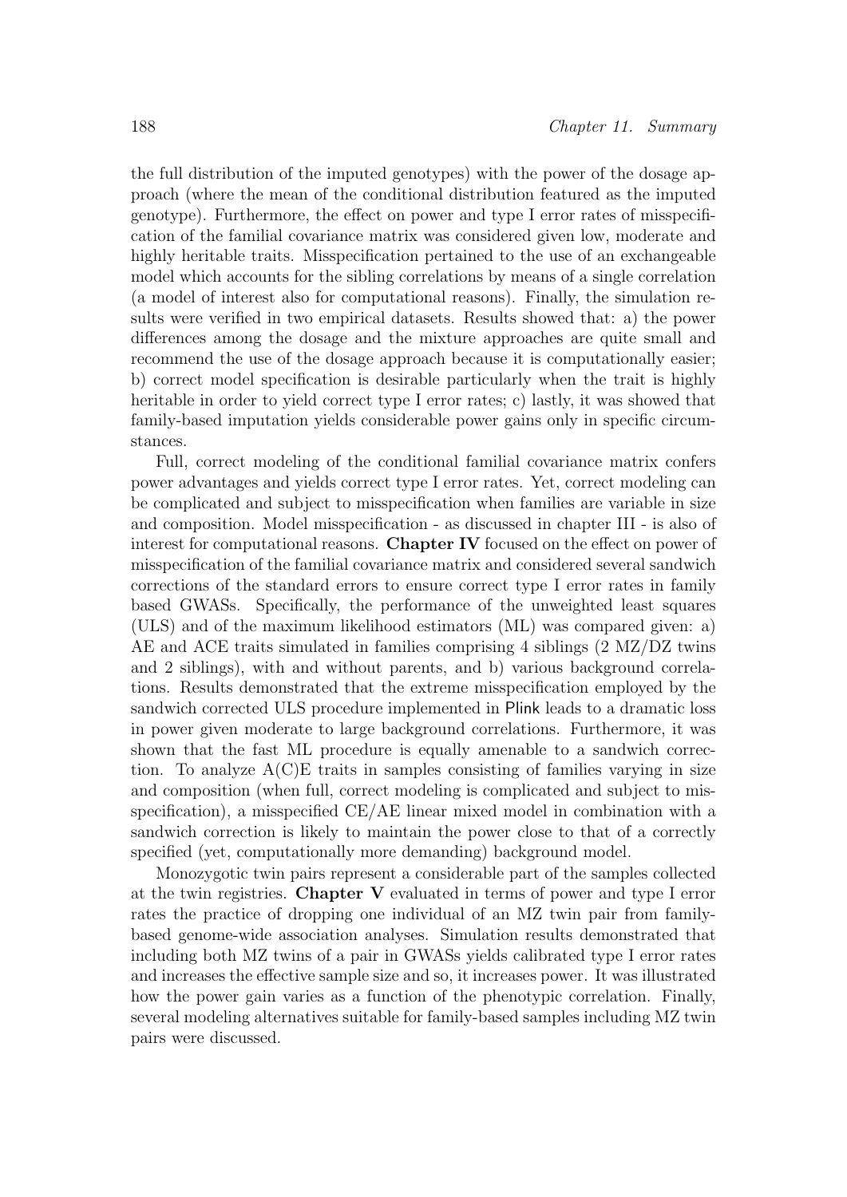the full distribution of the imputed genotypes) with the power of the dosage approach (where the mean of the conditional distribution featured as the imputed genotype). Furthermore, the effect on power and type I error rates of misspecification of the familial covariance matrix was considered given low, moderate and highly heritable traits. Misspecification pertained to the use of an exchangeable model which accounts for the sibling correlations by means of a single correlation (a model of interest also for computational reasons). Finally, the simulation results were verified in two empirical datasets. Results showed that: a) the power differences among the dosage and the mixture approaches are quite small and recommend the use of the dosage approach because it is computationally easier; b) correct model specification is desirable particularly when the trait is highly heritable in order to yield correct type I error rates; c) lastly, it was showed that family-based imputation yields considerable power gains only in specific circumstances.

Full, correct modeling of the conditional familial covariance matrix confers power advantages and yields correct type I error rates. Yet, correct modeling can be complicated and subject to misspecification when families are variable in size and composition. Model misspecification - as discussed in chapter III - is also of interest for computational reasons. **Chapter IV** focused on the effect on power of misspecification of the familial covariance matrix and considered several sandwich corrections of the standard errors to ensure correct type I error rates in family based GWASs. Specifically, the performance of the unweighted least squares (ULS) and of the maximum likelihood estimators (ML) was compared given: a) AE and ACE traits simulated in families comprising 4 siblings (2 MZ/DZ twins and 2 siblings), with and without parents, and b) various background correlations. Results demonstrated that the extreme misspecification employed by the sandwich corrected ULS procedure implemented in Plink leads to a dramatic loss in power given moderate to large background correlations. Furthermore, it was shown that the fast ML procedure is equally amenable to a sandwich correction. To analyze A(C)E traits in samples consisting of families varying in size and composition (when full, correct modeling is complicated and subject to misspecification), a misspecified CE/AE linear mixed model in combination with a sandwich correction is likely to maintain the power close to that of a correctly specified (yet, computationally more demanding) background model.

Monozygotic twin pairs represent a considerable part of the samples collected at the twin registries. **Chapter V** evaluated in terms of power and type I error rates the practice of dropping one individual of an MZ twin pair from family-based genome-wide association analyses. Simulation results demonstrated that including both MZ twins of a pair in GWASs yields calibrated type I error rates and increases the effective sample size and so, it increases power. It was illustrated how the power gain varies as a function of the phenotypic correlation. Finally, several modeling alternatives suitable for family-based samples including MZ twin pairs were discussed.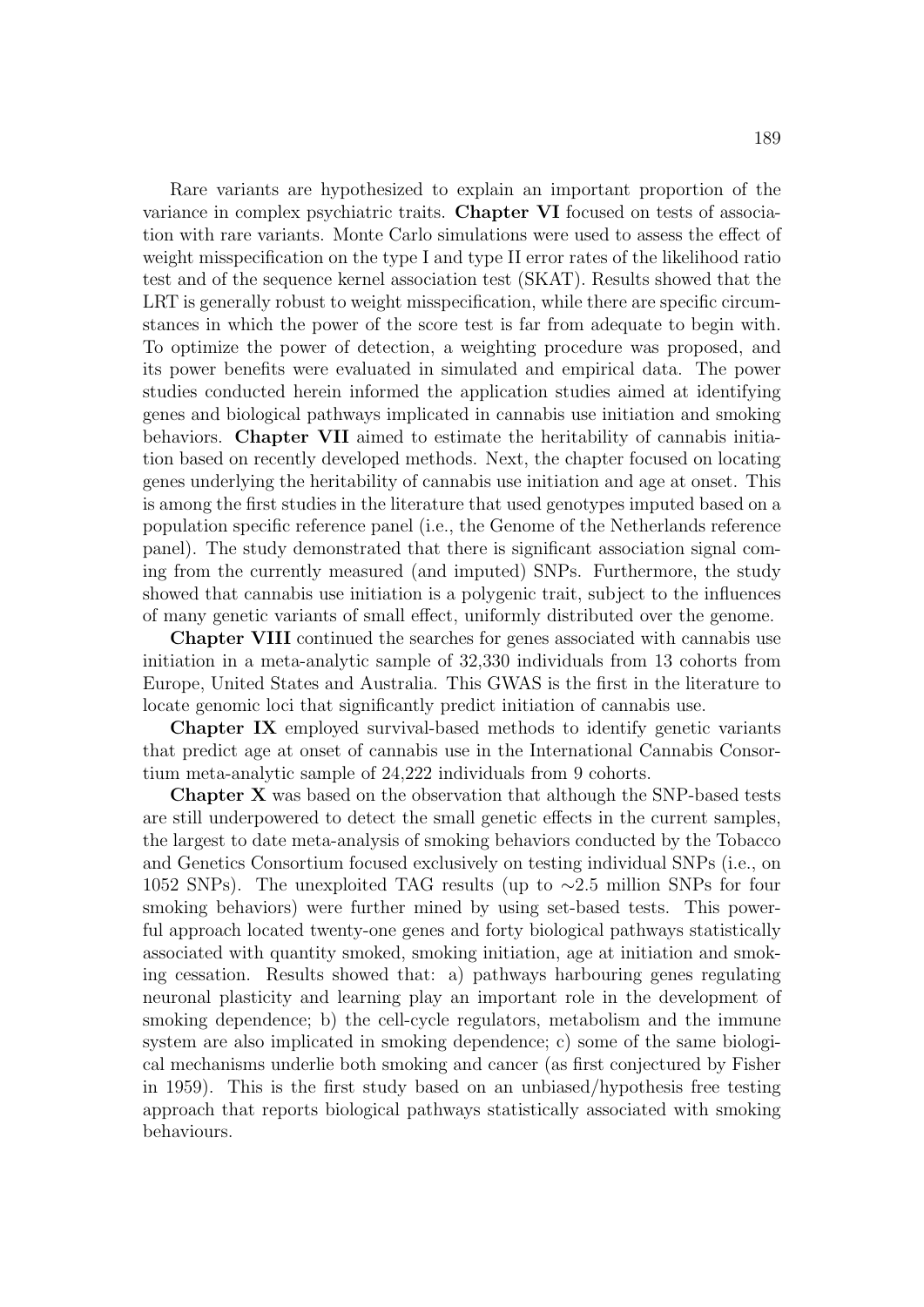Rare variants are hypothesized to explain an important proportion of the variance in complex psychiatric traits. **Chapter VI** focused on tests of association with rare variants. Monte Carlo simulations were used to assess the effect of weight misspecification on the type I and type II error rates of the likelihood ratio test and of the sequence kernel association test (SKAT). Results showed that the LRT is generally robust to weight misspecification, while there are specific circumstances in which the power of the score test is far from adequate to begin with. To optimize the power of detection, a weighting procedure was proposed, and its power benefits were evaluated in simulated and empirical data. The power studies conducted herein informed the application studies aimed at identifying genes and biological pathways implicated in cannabis use initiation and smoking behaviors. **Chapter VII** aimed to estimate the heritability of cannabis initiation based on recently developed methods. Next, the chapter focused on locating genes underlying the heritability of cannabis use initiation and age at onset. This is among the first studies in the literature that used genotypes imputed based on a population specific reference panel (i.e., the Genome of the Netherlands reference panel). The study demonstrated that there is significant association signal coming from the currently measured (and imputed) SNPs. Furthermore, the study showed that cannabis use initiation is a polygenic trait, subject to the influences of many genetic variants of small effect, uniformly distributed over the genome.

**Chapter VIII** continued the searches for genes associated with cannabis use initiation in a meta-analytic sample of 32,330 individuals from 13 cohorts from Europe, United States and Australia. This GWAS is the first in the literature to locate genomic loci that significantly predict initiation of cannabis use.

**Chapter IX** employed survival-based methods to identify genetic variants that predict age at onset of cannabis use in the International Cannabis Consortium meta-analytic sample of 24,222 individuals from 9 cohorts.

**Chapter X** was based on the observation that although the SNP-based tests are still underpowered to detect the small genetic effects in the current samples, the largest to date meta-analysis of smoking behaviors conducted by the Tobacco and Genetics Consortium focused exclusively on testing individual SNPs (i.e., on 1052 SNPs). The unexploited TAG results (up to $\sim$2.5 million SNPs for four smoking behaviors) were further mined by using set-based tests. This powerful approach located twenty-one genes and forty biological pathways statistically associated with quantity smoked, smoking initiation, age at initiation and smoking cessation. Results showed that: a) pathways harbouring genes regulating neuronal plasticity and learning play an important role in the development of smoking dependence; b) the cell-cycle regulators, metabolism and the immune system are also implicated in smoking dependence; c) some of the same biological mechanisms underlie both smoking and cancer (as first conjectured by Fisher in 1959). This is the first study based on an unbiased/hypothesis free testing approach that reports biological pathways statistically associated with smoking behaviours.